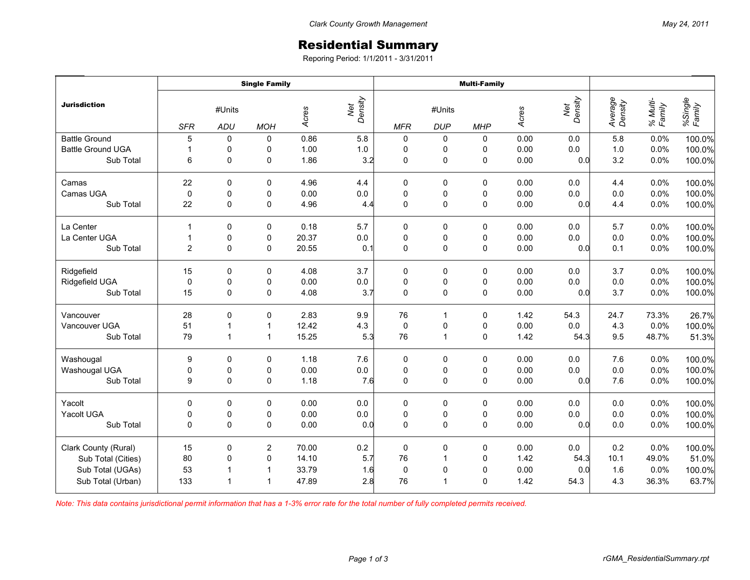# Residential Summary

Reporing Period: 1/1/2011 - 3/31/2011

| Jurisdiction | Single Family | | | | | Multi-Family | | | | | | | |
|---|---|---|---|---|---|---|---|---|---|---|---|---|---|
| | #Units | | | Acres | Net Density | #Units | | | Acres | Net Density | Average Density | % Multi-Family | %Single Family |
| | SFR | ADU | MOH | | | MFR | DUP | MHP | | | | | |
| Battle Ground | 5 | 0 | 0 | 0.86 | 5.8 | 0 | 0 | 0 | 0.00 | 0.0 | 5.8 | 0.0% | 100.0% |
| Battle Ground UGA | 1 | 0 | 0 | 1.00 | 1.0 | 0 | 0 | 0 | 0.00 | 0.0 | 1.0 | 0.0% | 100.0% |
| Sub Total | 6 | 0 | 0 | 1.86 | 3.2 | 0 | 0 | 0 | 0.00 | 0.0 | 3.2 | 0.0% | 100.0% |
| Camas | 22 | 0 | 0 | 4.96 | 4.4 | 0 | 0 | 0 | 0.00 | 0.0 | 4.4 | 0.0% | 100.0% |
| Camas UGA | 0 | 0 | 0 | 0.00 | 0.0 | 0 | 0 | 0 | 0.00 | 0.0 | 0.0 | 0.0% | 100.0% |
| Sub Total | 22 | 0 | 0 | 4.96 | 4.4 | 0 | 0 | 0 | 0.00 | 0.0 | 4.4 | 0.0% | 100.0% |
| La Center | 1 | 0 | 0 | 0.18 | 5.7 | 0 | 0 | 0 | 0.00 | 0.0 | 5.7 | 0.0% | 100.0% |
| La Center UGA | 1 | 0 | 0 | 20.37 | 0.0 | 0 | 0 | 0 | 0.00 | 0.0 | 0.0 | 0.0% | 100.0% |
| Sub Total | 2 | 0 | 0 | 20.55 | 0.1 | 0 | 0 | 0 | 0.00 | 0.0 | 0.1 | 0.0% | 100.0% |
| Ridgefield | 15 | 0 | 0 | 4.08 | 3.7 | 0 | 0 | 0 | 0.00 | 0.0 | 3.7 | 0.0% | 100.0% |
| Ridgefield UGA | 0 | 0 | 0 | 0.00 | 0.0 | 0 | 0 | 0 | 0.00 | 0.0 | 0.0 | 0.0% | 100.0% |
| Sub Total | 15 | 0 | 0 | 4.08 | 3.7 | 0 | 0 | 0 | 0.00 | 0.0 | 3.7 | 0.0% | 100.0% |
| Vancouver | 28 | 0 | 0 | 2.83 | 9.9 | 76 | 1 | 0 | 1.42 | 54.3 | 24.7 | 73.3% | 26.7% |
| Vancouver UGA | 51 | 1 | 1 | 12.42 | 4.3 | 0 | 0 | 0 | 0.00 | 0.0 | 4.3 | 0.0% | 100.0% |
| Sub Total | 79 | 1 | 1 | 15.25 | 5.3 | 76 | 1 | 0 | 1.42 | 54.3 | 9.5 | 48.7% | 51.3% |
| Washougal | 9 | 0 | 0 | 1.18 | 7.6 | 0 | 0 | 0 | 0.00 | 0.0 | 7.6 | 0.0% | 100.0% |
| Washougal UGA | 0 | 0 | 0 | 0.00 | 0.0 | 0 | 0 | 0 | 0.00 | 0.0 | 0.0 | 0.0% | 100.0% |
| Sub Total | 9 | 0 | 0 | 1.18 | 7.6 | 0 | 0 | 0 | 0.00 | 0.0 | 7.6 | 0.0% | 100.0% |
| Yacolt | 0 | 0 | 0 | 0.00 | 0.0 | 0 | 0 | 0 | 0.00 | 0.0 | 0.0 | 0.0% | 100.0% |
| Yacolt UGA | 0 | 0 | 0 | 0.00 | 0.0 | 0 | 0 | 0 | 0.00 | 0.0 | 0.0 | 0.0% | 100.0% |
| Sub Total | 0 | 0 | 0 | 0.00 | 0.0 | 0 | 0 | 0 | 0.00 | 0.0 | 0.0 | 0.0% | 100.0% |
| Clark County (Rural) | 15 | 0 | 2 | 70.00 | 0.2 | 0 | 0 | 0 | 0.00 | 0.0 | 0.2 | 0.0% | 100.0% |
| Sub Total (Cities) | 80 | 0 | 0 | 14.10 | 5.7 | 76 | 1 | 0 | 1.42 | 54.3 | 10.1 | 49.0% | 51.0% |
| Sub Total (UGAs) | 53 | 1 | 1 | 33.79 | 1.6 | 0 | 0 | 0 | 0.00 | 0.0 | 1.6 | 0.0% | 100.0% |
| Sub Total (Urban) | 133 | 1 | 1 | 47.89 | 2.8 | 76 | 1 | 0 | 1.42 | 54.3 | 4.3 | 36.3% | 63.7% |

*Note: This data contains jurisdictional permit information that has a 1-3% error rate for the total number of fully completed permits received.*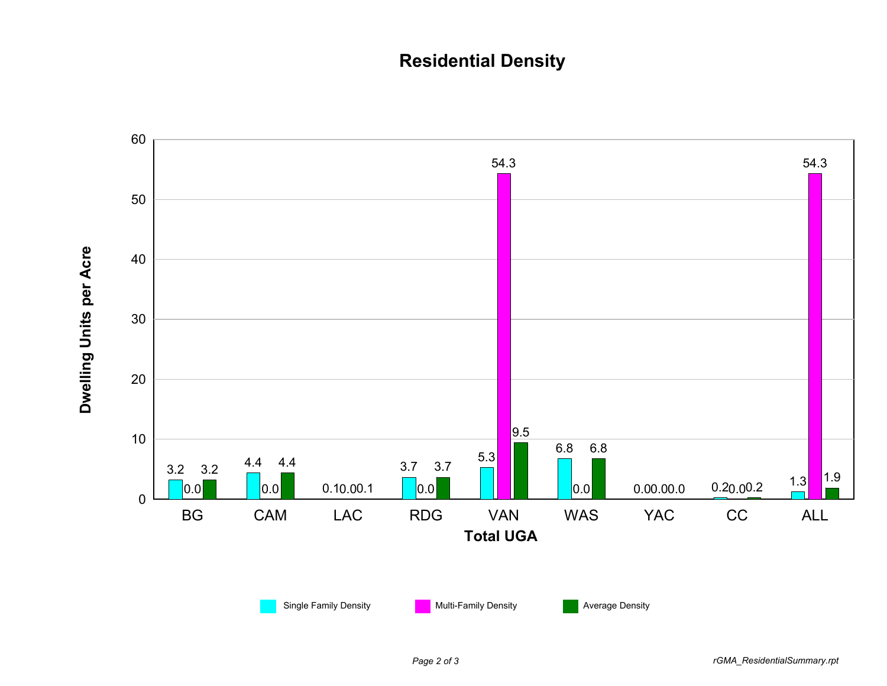# Residential Density

| Total UGA | Single Family Density | Multi-Family Density | Average Density |
|---|---|---|---|
| BG | 3.2 | 0.0 | 3.2 |
| CAM | 4.4 | 0.0 | 4.4 |
| LAC | 0.1 | 0.0 | 0.1 |
| RDG | 3.7 | 0.0 | 3.7 |
| VAN | 5.3 | 54.3 | 9.5 |
| WAS | 6.8 | 0.0 | 6.8 |
| YAC | 0.0 | 0.0 | 0.0 |
| CC | 0.2 | 0.0 | 0.2 |
| ALL | 1.3 | 54.3 | 1.9 |

Y-axis: Dwelling Units per Acre

*rGMA_ResidentialSummary.rpt*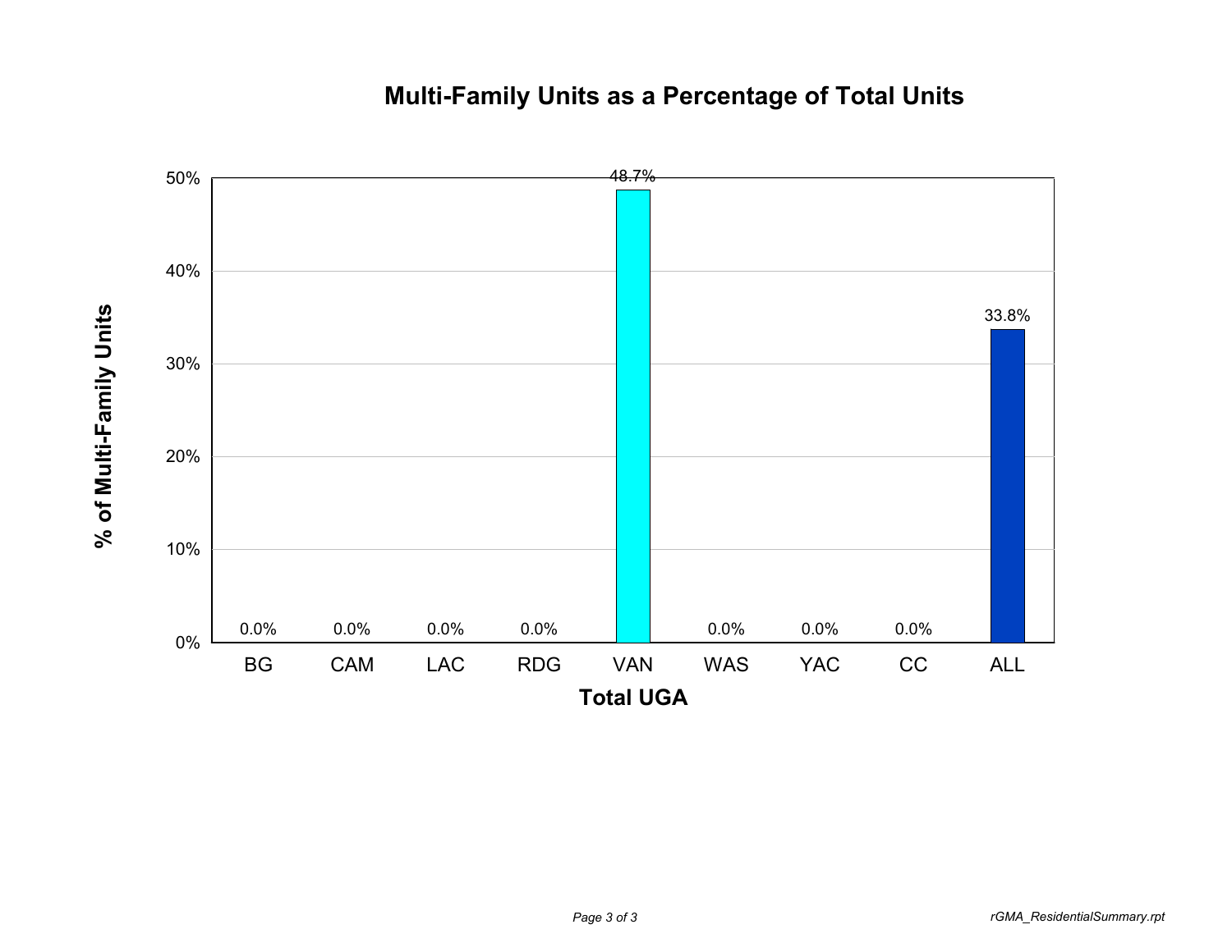# Multi-Family Units as a Percentage of Total Units

% of Multi-Family Units

50%
40%
30%
20%
10%
0%

0.0%
0.0%
0.0%
0.0%
48.7%
0.0%
0.0%
0.0%
33.8%

BG
CAM
LAC
RDG
VAN
WAS
YAC
CC
ALL

Total UGA

*rGMA_ResidentialSummary.rpt*